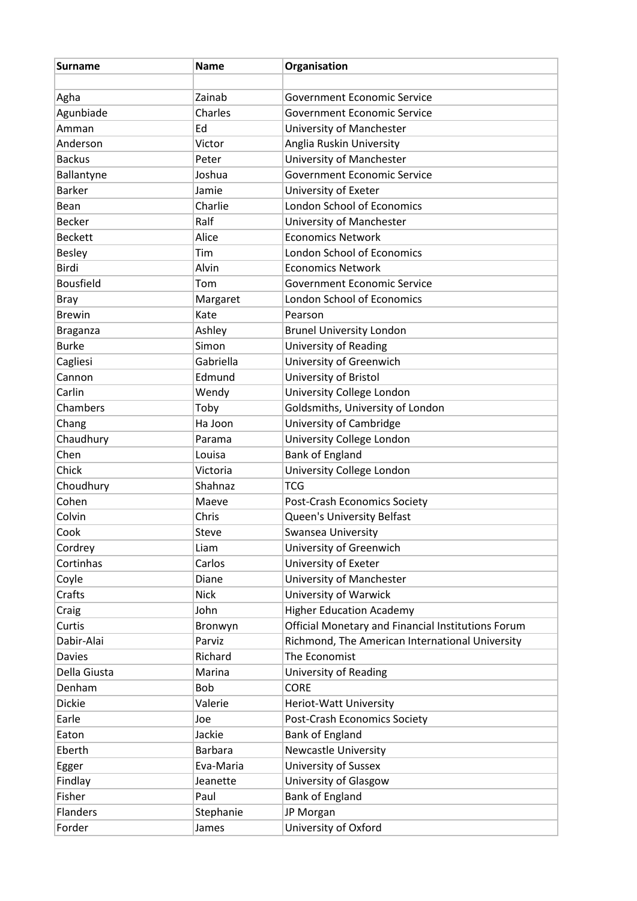| Surname | Name | Organisation |
| --- | --- | --- |
| | | |
| Agha | Zainab | Government Economic Service |
| Agunbiade | Charles | Government Economic Service |
| Amman | Ed | University of Manchester |
| Anderson | Victor | Anglia Ruskin University |
| Backus | Peter | University of Manchester |
| Ballantyne | Joshua | Government Economic Service |
| Barker | Jamie | University of Exeter |
| Bean | Charlie | London School of Economics |
| Becker | Ralf | University of Manchester |
| Beckett | Alice | Economics Network |
| Besley | Tim | London School of Economics |
| Birdi | Alvin | Economics Network |
| Bousfield | Tom | Government Economic Service |
| Bray | Margaret | London School of Economics |
| Brewin | Kate | Pearson |
| Braganza | Ashley | Brunel University London |
| Burke | Simon | University of Reading |
| Cagliesi | Gabriella | University of Greenwich |
| Cannon | Edmund | University of Bristol |
| Carlin | Wendy | University College London |
| Chambers | Toby | Goldsmiths, University of London |
| Chang | Ha Joon | University of Cambridge |
| Chaudhury | Parama | University College London |
| Chen | Louisa | Bank of England |
| Chick | Victoria | University College London |
| Choudhury | Shahnaz | TCG |
| Cohen | Maeve | Post-Crash Economics Society |
| Colvin | Chris | Queen's University Belfast |
| Cook | Steve | Swansea University |
| Cordrey | Liam | University of Greenwich |
| Cortinhas | Carlos | University of Exeter |
| Coyle | Diane | University of Manchester |
| Crafts | Nick | University of Warwick |
| Craig | John | Higher Education Academy |
| Curtis | Bronwyn | Official Monetary and Financial Institutions Forum |
| Dabir-Alai | Parviz | Richmond, The American International University |
| Davies | Richard | The Economist |
| Della Giusta | Marina | University of Reading |
| Denham | Bob | CORE |
| Dickie | Valerie | Heriot-Watt University |
| Earle | Joe | Post-Crash Economics Society |
| Eaton | Jackie | Bank of England |
| Eberth | Barbara | Newcastle University |
| Egger | Eva-Maria | University of Sussex |
| Findlay | Jeanette | University of Glasgow |
| Fisher | Paul | Bank of England |
| Flanders | Stephanie | JP Morgan |
| Forder | James | University of Oxford |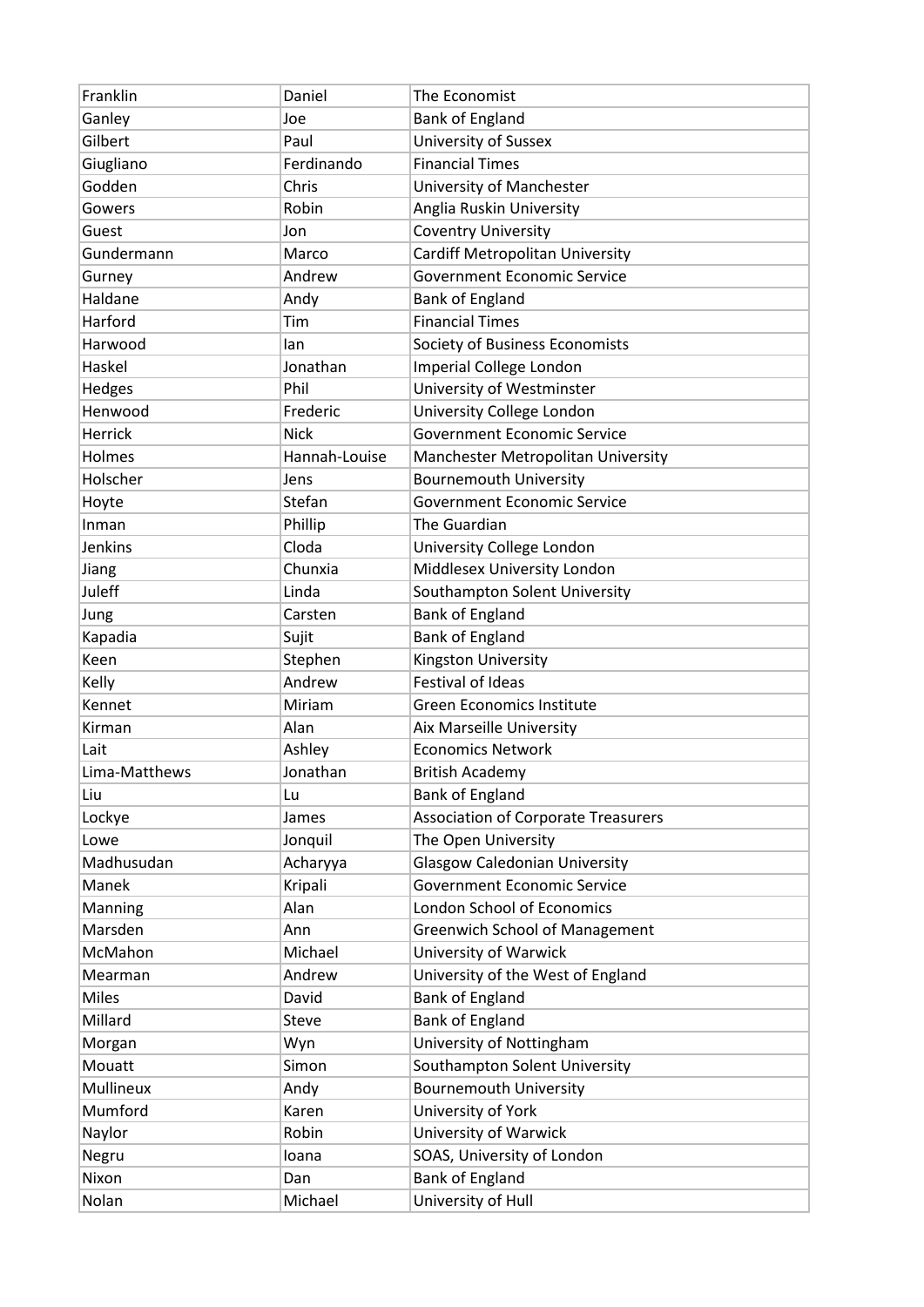| Franklin | Daniel | The Economist |
|---|---|---|
| Ganley | Joe | Bank of England |
| Gilbert | Paul | University of Sussex |
| Giugliano | Ferdinando | Financial Times |
| Godden | Chris | University of Manchester |
| Gowers | Robin | Anglia Ruskin University |
| Guest | Jon | Coventry University |
| Gundermann | Marco | Cardiff Metropolitan University |
| Gurney | Andrew | Government Economic Service |
| Haldane | Andy | Bank of England |
| Harford | Tim | Financial Times |
| Harwood | Ian | Society of Business Economists |
| Haskel | Jonathan | Imperial College London |
| Hedges | Phil | University of Westminster |
| Henwood | Frederic | University College London |
| Herrick | Nick | Government Economic Service |
| Holmes | Hannah-Louise | Manchester Metropolitan University |
| Holscher | Jens | Bournemouth University |
| Hoyte | Stefan | Government Economic Service |
| Inman | Phillip | The Guardian |
| Jenkins | Cloda | University College London |
| Jiang | Chunxia | Middlesex University London |
| Juleff | Linda | Southampton Solent University |
| Jung | Carsten | Bank of England |
| Kapadia | Sujit | Bank of England |
| Keen | Stephen | Kingston University |
| Kelly | Andrew | Festival of Ideas |
| Kennet | Miriam | Green Economics Institute |
| Kirman | Alan | Aix Marseille University |
| Lait | Ashley | Economics Network |
| Lima-Matthews | Jonathan | British Academy |
| Liu | Lu | Bank of England |
| Lockye | James | Association of Corporate Treasurers |
| Lowe | Jonquil | The Open University |
| Madhusudan | Acharyya | Glasgow Caledonian University |
| Manek | Kripali | Government Economic Service |
| Manning | Alan | London School of Economics |
| Marsden | Ann | Greenwich School of Management |
| McMahon | Michael | University of Warwick |
| Mearman | Andrew | University of the West of England |
| Miles | David | Bank of England |
| Millard | Steve | Bank of England |
| Morgan | Wyn | University of Nottingham |
| Mouatt | Simon | Southampton Solent University |
| Mullineux | Andy | Bournemouth University |
| Mumford | Karen | University of York |
| Naylor | Robin | University of Warwick |
| Negru | Ioana | SOAS, University of London |
| Nixon | Dan | Bank of England |
| Nolan | Michael | University of Hull |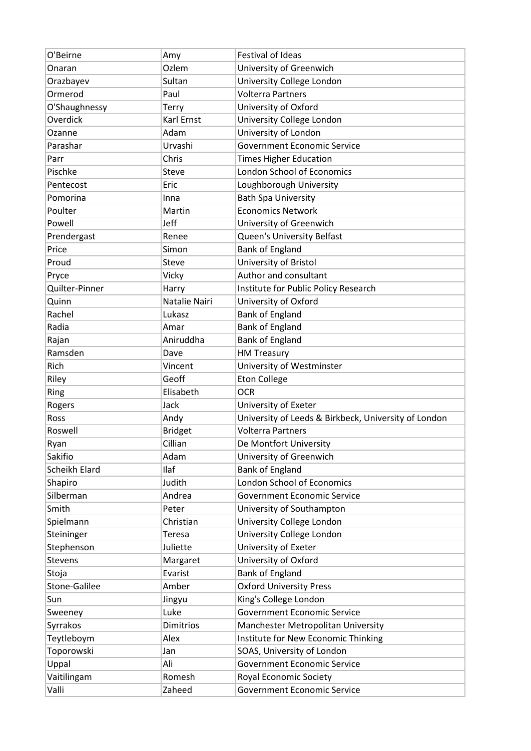| O'Beirne | Amy | Festival of Ideas |
|---|---|---|
| Onaran | Ozlem | University of Greenwich |
| Orazbayev | Sultan | University College London |
| Ormerod | Paul | Volterra Partners |
| O'Shaughnessy | Terry | University of Oxford |
| Overdick | Karl Ernst | University College London |
| Ozanne | Adam | University of London |
| Parashar | Urvashi | Government Economic Service |
| Parr | Chris | Times Higher Education |
| Pischke | Steve | London School of Economics |
| Pentecost | Eric | Loughborough University |
| Pomorina | Inna | Bath Spa University |
| Poulter | Martin | Economics Network |
| Powell | Jeff | University of Greenwich |
| Prendergast | Renee | Queen's University Belfast |
| Price | Simon | Bank of England |
| Proud | Steve | University of Bristol |
| Pryce | Vicky | Author and consultant |
| Quilter-Pinner | Harry | Institute for Public Policy Research |
| Quinn | Natalie Nairi | University of Oxford |
| Rachel | Lukasz | Bank of England |
| Radia | Amar | Bank of England |
| Rajan | Aniruddha | Bank of England |
| Ramsden | Dave | HM Treasury |
| Rich | Vincent | University of Westminster |
| Riley | Geoff | Eton College |
| Ring | Elisabeth | OCR |
| Rogers | Jack | University of Exeter |
| Ross | Andy | University of Leeds & Birkbeck, University of London |
| Roswell | Bridget | Volterra Partners |
| Ryan | Cillian | De Montfort University |
| Sakifio | Adam | University of Greenwich |
| Scheikh Elard | Ilaf | Bank of England |
| Shapiro | Judith | London School of Economics |
| Silberman | Andrea | Government Economic Service |
| Smith | Peter | University of Southampton |
| Spielmann | Christian | University College London |
| Steininger | Teresa | University College London |
| Stephenson | Juliette | University of Exeter |
| Stevens | Margaret | University of Oxford |
| Stoja | Evarist | Bank of England |
| Stone-Galilee | Amber | Oxford University Press |
| Sun | Jingyu | King's College London |
| Sweeney | Luke | Government Economic Service |
| Syrrakos | Dimitrios | Manchester Metropolitan University |
| Teytleboym | Alex | Institute for New Economic Thinking |
| Toporowski | Jan | SOAS, University of London |
| Uppal | Ali | Government Economic Service |
| Vaitilingam | Romesh | Royal Economic Society |
| Valli | Zaheed | Government Economic Service |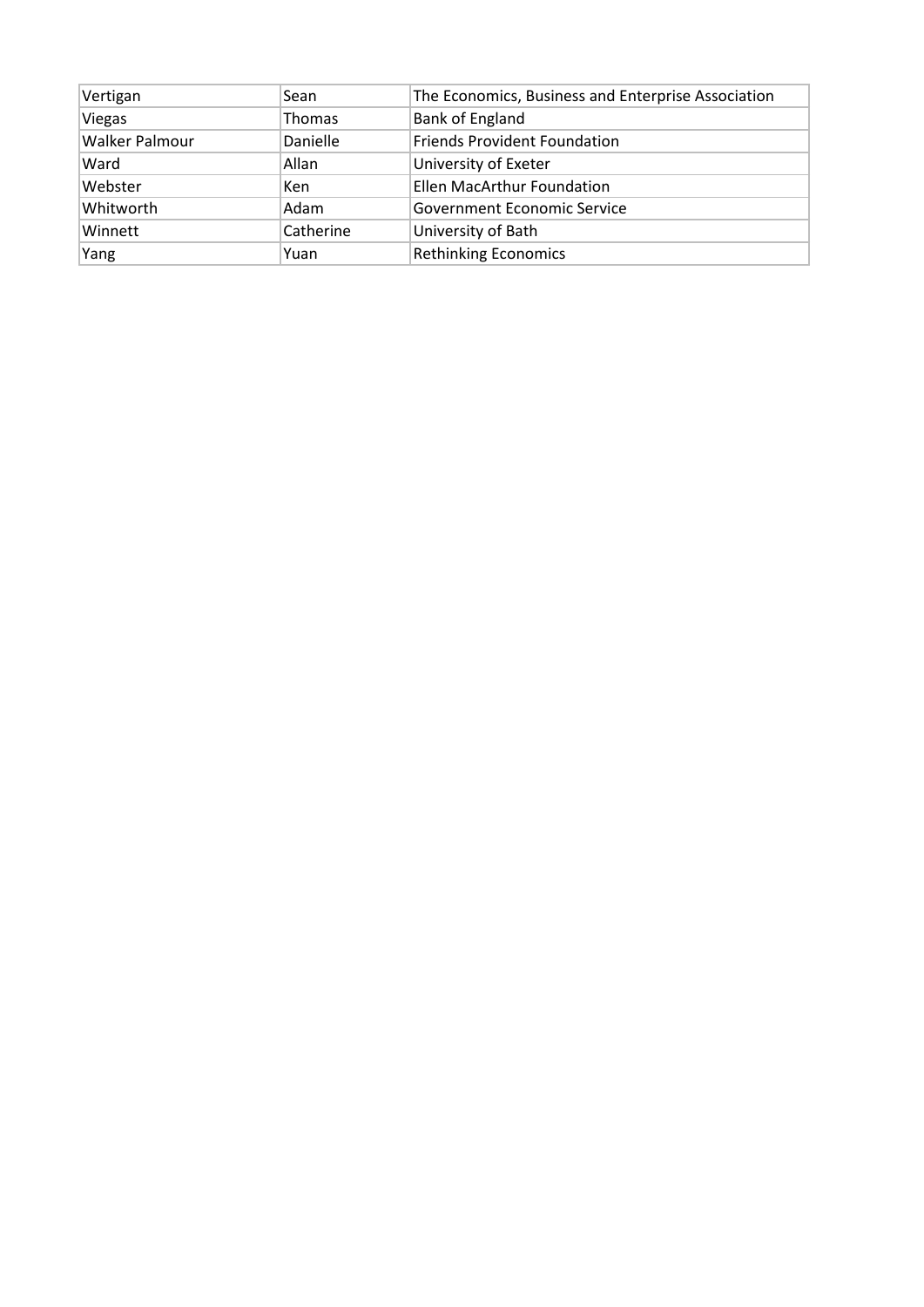| Vertigan | Sean | The Economics, Business and Enterprise Association |
|---|---|---|
| Viegas | Thomas | Bank of England |
| Walker Palmour | Danielle | Friends Provident Foundation |
| Ward | Allan | University of Exeter |
| Webster | Ken | Ellen MacArthur Foundation |
| Whitworth | Adam | Government Economic Service |
| Winnett | Catherine | University of Bath |
| Yang | Yuan | Rethinking Economics |